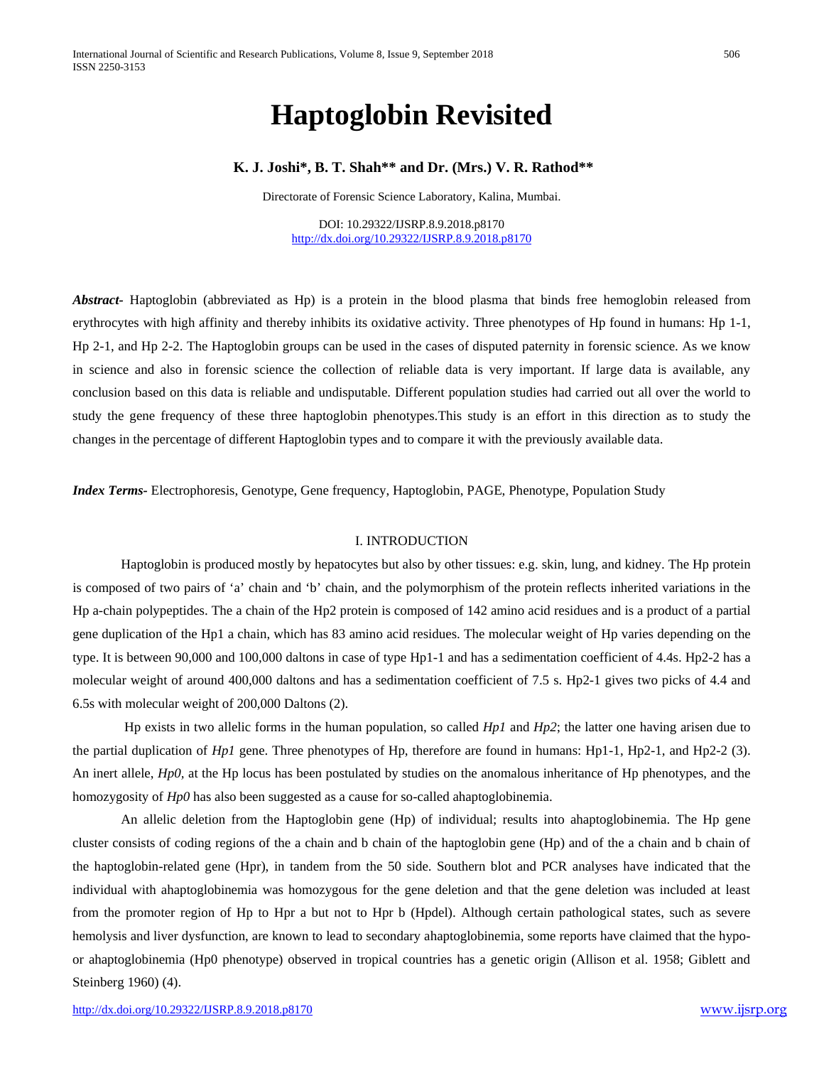# Haptoglobin Revisited

**K. J. Joshi*, B. T. Shah** and Dr. (Mrs.) V. R. Rathod****

Directorate of Forensic Science Laboratory, Kalina, Mumbai.

DOI: 10.29322/IJSRP.8.9.2018.p8170
http://dx.doi.org/10.29322/IJSRP.8.9.2018.p8170

***Abstract-*** Haptoglobin (abbreviated as Hp) is a protein in the blood plasma that binds free hemoglobin released from erythrocytes with high affinity and thereby inhibits its oxidative activity. Three phenotypes of Hp found in humans: Hp 1-1, Hp 2-1, and Hp 2-2. The Haptoglobin groups can be used in the cases of disputed paternity in forensic science. As we know in science and also in forensic science the collection of reliable data is very important. If large data is available, any conclusion based on this data is reliable and undisputable. Different population studies had carried out all over the world to study the gene frequency of these three haptoglobin phenotypes.This study is an effort in this direction as to study the changes in the percentage of different Haptoglobin types and to compare it with the previously available data.

***Index Terms-*** Electrophoresis, Genotype, Gene frequency, Haptoglobin, PAGE, Phenotype, Population Study

## I. INTRODUCTION

Haptoglobin is produced mostly by hepatocytes but also by other tissues: e.g. skin, lung, and kidney. The Hp protein is composed of two pairs of 'a' chain and 'b' chain, and the polymorphism of the protein reflects inherited variations in the Hp a-chain polypeptides. The a chain of the Hp2 protein is composed of 142 amino acid residues and is a product of a partial gene duplication of the Hp1 a chain, which has 83 amino acid residues. The molecular weight of Hp varies depending on the type. It is between 90,000 and 100,000 daltons in case of type Hp1-1 and has a sedimentation coefficient of 4.4s. Hp2-2 has a molecular weight of around 400,000 daltons and has a sedimentation coefficient of 7.5 s. Hp2-1 gives two picks of 4.4 and 6.5s with molecular weight of 200,000 Daltons (2).

Hp exists in two allelic forms in the human population, so called *Hp1* and *Hp2*; the latter one having arisen due to the partial duplication of *Hp1* gene. Three phenotypes of Hp, therefore are found in humans: Hp1-1, Hp2-1, and Hp2-2 (3). An inert allele, *Hp0,* at the Hp locus has been postulated by studies on the anomalous inheritance of Hp phenotypes, and the homozygosity of *Hp0* has also been suggested as a cause for so-called ahaptoglobinemia.

An allelic deletion from the Haptoglobin gene (Hp) of individual; results into ahaptoglobinemia. The Hp gene cluster consists of coding regions of the a chain and b chain of the haptoglobin gene (Hp) and of the a chain and b chain of the haptoglobin-related gene (Hpr), in tandem from the 50 side. Southern blot and PCR analyses have indicated that the individual with ahaptoglobinemia was homozygous for the gene deletion and that the gene deletion was included at least from the promoter region of Hp to Hpr a but not to Hpr b (Hpdel). Although certain pathological states, such as severe hemolysis and liver dysfunction, are known to lead to secondary ahaptoglobinemia, some reports have claimed that the hypo- or ahaptoglobinemia (Hp0 phenotype) observed in tropical countries has a genetic origin (Allison et al. 1958; Giblett and Steinberg 1960) (4).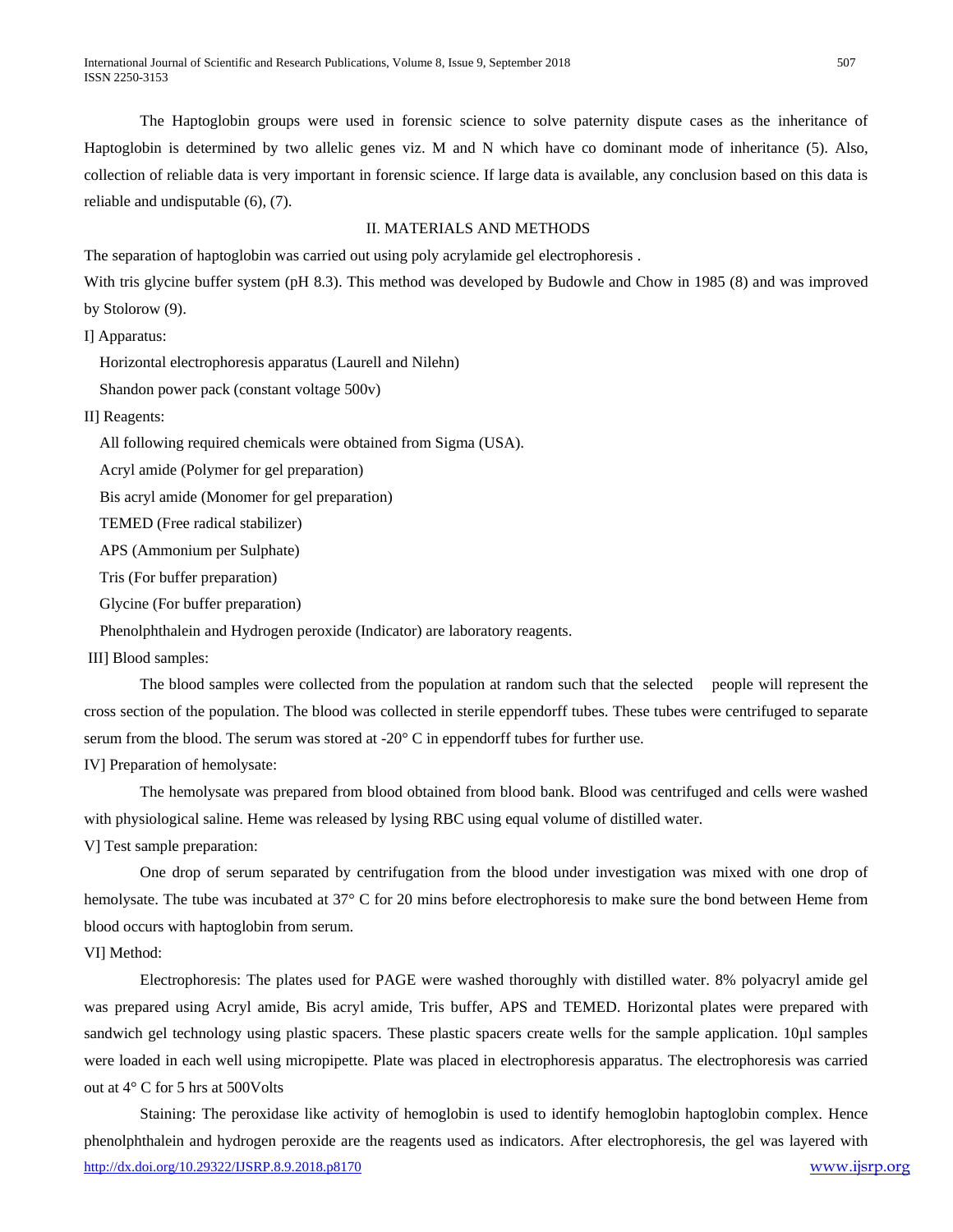The Haptoglobin groups were used in forensic science to solve paternity dispute cases as the inheritance of Haptoglobin is determined by two allelic genes viz. M and N which have co dominant mode of inheritance (5). Also, collection of reliable data is very important in forensic science. If large data is available, any conclusion based on this data is reliable and undisputable (6), (7).

## II. MATERIALS AND METHODS

The separation of haptoglobin was carried out using poly acrylamide gel electrophoresis .

With tris glycine buffer system (pH 8.3). This method was developed by Budowle and Chow in 1985 (8) and was improved by Stolorow (9).

I] Apparatus:

Horizontal electrophoresis apparatus (Laurell and Nilehn)

Shandon power pack (constant voltage 500v)

II] Reagents:

All following required chemicals were obtained from Sigma (USA).

Acryl amide (Polymer for gel preparation)

Bis acryl amide (Monomer for gel preparation)

TEMED (Free radical stabilizer)

APS (Ammonium per Sulphate)

Tris (For buffer preparation)

Glycine (For buffer preparation)

Phenolphthalein and Hydrogen peroxide (Indicator) are laboratory reagents.

III] Blood samples:

The blood samples were collected from the population at random such that the selected people will represent the cross section of the population. The blood was collected in sterile eppendorff tubes. These tubes were centrifuged to separate serum from the blood. The serum was stored at -20° C in eppendorff tubes for further use.

IV] Preparation of hemolysate:

The hemolysate was prepared from blood obtained from blood bank. Blood was centrifuged and cells were washed with physiological saline. Heme was released by lysing RBC using equal volume of distilled water.

V] Test sample preparation:

One drop of serum separated by centrifugation from the blood under investigation was mixed with one drop of hemolysate. The tube was incubated at 37° C for 20 mins before electrophoresis to make sure the bond between Heme from blood occurs with haptoglobin from serum.

VI] Method:

Electrophoresis: The plates used for PAGE were washed thoroughly with distilled water. 8% polyacryl amide gel was prepared using Acryl amide, Bis acryl amide, Tris buffer, APS and TEMED. Horizontal plates were prepared with sandwich gel technology using plastic spacers. These plastic spacers create wells for the sample application. 10µl samples were loaded in each well using micropipette. Plate was placed in electrophoresis apparatus. The electrophoresis was carried out at 4° C for 5 hrs at 500Volts

Staining: The peroxidase like activity of hemoglobin is used to identify hemoglobin haptoglobin complex. Hence phenolphthalein and hydrogen peroxide are the reagents used as indicators. After electrophoresis, the gel was layered with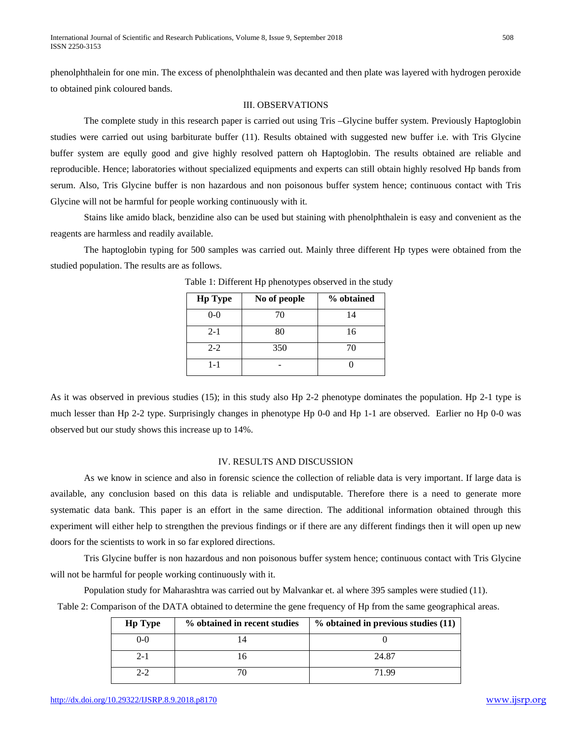phenolphthalein for one min. The excess of phenolphthalein was decanted and then plate was layered with hydrogen peroxide to obtained pink coloured bands.

## III. OBSERVATIONS

The complete study in this research paper is carried out using Tris –Glycine buffer system. Previously Haptoglobin studies were carried out using barbiturate buffer (11). Results obtained with suggested new buffer i.e. with Tris Glycine buffer system are eqully good and give highly resolved pattern oh Haptoglobin. The results obtained are reliable and reproducible. Hence; laboratories without specialized equipments and experts can still obtain highly resolved Hp bands from serum. Also, Tris Glycine buffer is non hazardous and non poisonous buffer system hence; continuous contact with Tris Glycine will not be harmful for people working continuously with it.

Stains like amido black, benzidine also can be used but staining with phenolphthalein is easy and convenient as the reagents are harmless and readily available.

The haptoglobin typing for 500 samples was carried out. Mainly three different Hp types were obtained from the studied population. The results are as follows.

Table 1: Different Hp phenotypes observed in the study

| Hp Type | No of people | % obtained |
|---|---|---|
| 0-0 | 70 | 14 |
| 2-1 | 80 | 16 |
| 2-2 | 350 | 70 |
| 1-1 | - | 0 |

As it was observed in previous studies (15); in this study also Hp 2-2 phenotype dominates the population. Hp 2-1 type is much lesser than Hp 2-2 type. Surprisingly changes in phenotype Hp 0-0 and Hp 1-1 are observed. Earlier no Hp 0-0 was observed but our study shows this increase up to 14%.

## IV. RESULTS AND DISCUSSION

As we know in science and also in forensic science the collection of reliable data is very important. If large data is available, any conclusion based on this data is reliable and undisputable. Therefore there is a need to generate more systematic data bank. This paper is an effort in the same direction. The additional information obtained through this experiment will either help to strengthen the previous findings or if there are any different findings then it will open up new doors for the scientists to work in so far explored directions.

Tris Glycine buffer is non hazardous and non poisonous buffer system hence; continuous contact with Tris Glycine will not be harmful for people working continuously with it.

Population study for Maharashtra was carried out by Malvankar et. al where 395 samples were studied (11).

Table 2: Comparison of the DATA obtained to determine the gene frequency of Hp from the same geographical areas.

| Hp Type | % obtained in recent studies | % obtained in previous studies (11) |
|---|---|---|
| 0-0 | 14 | 0 |
| 2-1 | 16 | 24.87 |
| 2-2 | 70 | 71.99 |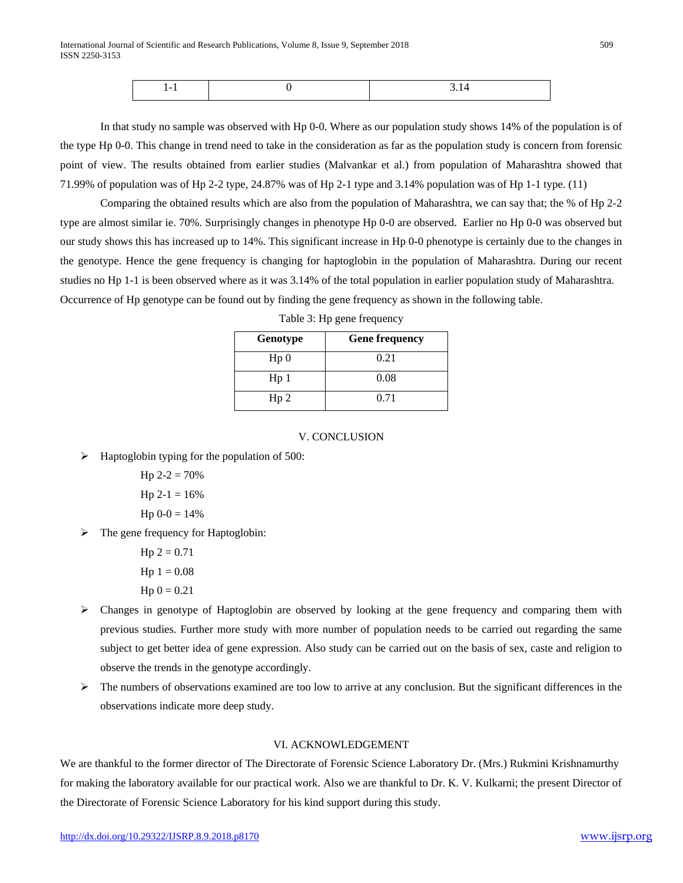| 1-1 | 0 | 3.14 |
|---|---|---|

In that study no sample was observed with Hp 0-0. Where as our population study shows 14% of the population is of the type Hp 0-0. This change in trend need to take in the consideration as far as the population study is concern from forensic point of view. The results obtained from earlier studies (Malvankar et al.) from population of Maharashtra showed that 71.99% of population was of Hp 2-2 type, 24.87% was of Hp 2-1 type and 3.14% population was of Hp 1-1 type. (11)

Comparing the obtained results which are also from the population of Maharashtra, we can say that; the % of Hp 2-2 type are almost similar ie. 70%. Surprisingly changes in phenotype Hp 0-0 are observed. Earlier no Hp 0-0 was observed but our study shows this has increased up to 14%. This significant increase in Hp 0-0 phenotype is certainly due to the changes in the genotype. Hence the gene frequency is changing for haptoglobin in the population of Maharashtra. During our recent studies no Hp 1-1 is been observed where as it was 3.14% of the total population in earlier population study of Maharashtra. Occurrence of Hp genotype can be found out by finding the gene frequency as shown in the following table.

Table 3: Hp gene frequency

| Genotype | Gene frequency |
|---|---|
| Hp 0 | 0.21 |
| Hp 1 | 0.08 |
| Hp 2 | 0.71 |

## V. CONCLUSION

- Haptoglobin typing for the population of 500:

  Hp 2-2 = 70%

  Hp 2-1 = 16%

  Hp 0-0 = 14%

- The gene frequency for Haptoglobin:

  Hp 2 = 0.71

  Hp 1 = 0.08

  Hp 0 = 0.21

- Changes in genotype of Haptoglobin are observed by looking at the gene frequency and comparing them with previous studies. Further more study with more number of population needs to be carried out regarding the same subject to get better idea of gene expression. Also study can be carried out on the basis of sex, caste and religion to observe the trends in the genotype accordingly.
- The numbers of observations examined are too low to arrive at any conclusion. But the significant differences in the observations indicate more deep study.

## VI. ACKNOWLEDGEMENT

We are thankful to the former director of The Directorate of Forensic Science Laboratory Dr. (Mrs.) Rukmini Krishnamurthy for making the laboratory available for our practical work. Also we are thankful to Dr. K. V. Kulkarni; the present Director of the Directorate of Forensic Science Laboratory for his kind support during this study.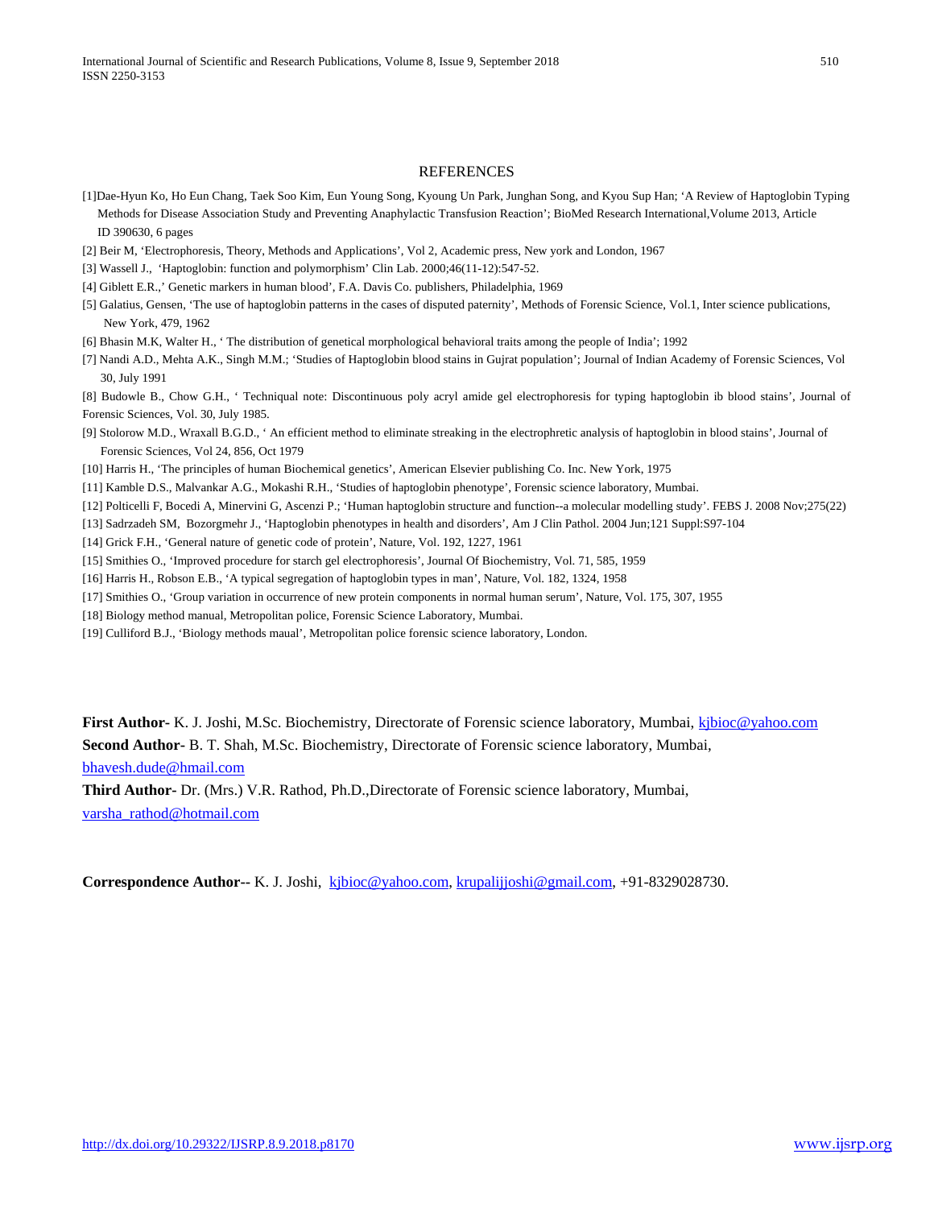## REFERENCES

[1]Dae-Hyun Ko, Ho Eun Chang, Taek Soo Kim, Eun Young Song, Kyoung Un Park, Junghan Song, and Kyou Sup Han; 'A Review of Haptoglobin Typing Methods for Disease Association Study and Preventing Anaphylactic Transfusion Reaction'; BioMed Research International,Volume 2013, Article ID 390630, 6 pages

[2] Beir M, 'Electrophoresis, Theory, Methods and Applications', Vol 2, Academic press, New york and London, 1967

[3] Wassell J., 'Haptoglobin: function and polymorphism' Clin Lab. 2000;46(11-12):547-52.

[4] Giblett E.R.,' Genetic markers in human blood', F.A. Davis Co. publishers, Philadelphia, 1969

[5] Galatius, Gensen, 'The use of haptoglobin patterns in the cases of disputed paternity', Methods of Forensic Science, Vol.1, Inter science publications, New York, 479, 1962

[6] Bhasin M.K, Walter H., ' The distribution of genetical morphological behavioral traits among the people of India'; 1992

[7] Nandi A.D., Mehta A.K., Singh M.M.; 'Studies of Haptoglobin blood stains in Gujrat population'; Journal of Indian Academy of Forensic Sciences, Vol 30, July 1991

[8] Budowle B., Chow G.H., ' Techniqual note: Discontinuous poly acryl amide gel electrophoresis for typing haptoglobin ib blood stains', Journal of Forensic Sciences, Vol. 30, July 1985.

[9] Stolorow M.D., Wraxall B.G.D., ' An efficient method to eliminate streaking in the electrophretic analysis of haptoglobin in blood stains', Journal of Forensic Sciences, Vol 24, 856, Oct 1979

[10] Harris H., 'The principles of human Biochemical genetics', American Elsevier publishing Co. Inc. New York, 1975

[11] Kamble D.S., Malvankar A.G., Mokashi R.H., 'Studies of haptoglobin phenotype', Forensic science laboratory, Mumbai.

[12] Polticelli F, Bocedi A, Minervini G, Ascenzi P.; 'Human haptoglobin structure and function--a molecular modelling study'. FEBS J. 2008 Nov;275(22)

[13] Sadrzadeh SM, Bozorgmehr J., 'Haptoglobin phenotypes in health and disorders', Am J Clin Pathol. 2004 Jun;121 Suppl:S97-104

[14] Grick F.H., 'General nature of genetic code of protein', Nature, Vol. 192, 1227, 1961

[15] Smithies O., 'Improved procedure for starch gel electrophoresis', Journal Of Biochemistry, Vol. 71, 585, 1959

[16] Harris H., Robson E.B., 'A typical segregation of haptoglobin types in man', Nature, Vol. 182, 1324, 1958

[17] Smithies O., 'Group variation in occurrence of new protein components in normal human serum', Nature, Vol. 175, 307, 1955

[18] Biology method manual, Metropolitan police, Forensic Science Laboratory, Mumbai.

[19] Culliford B.J., 'Biology methods maual', Metropolitan police forensic science laboratory, London.

**First Author**- K. J. Joshi, M.Sc. Biochemistry, Directorate of Forensic science laboratory, Mumbai, kjbioc@yahoo.com

**Second Author**- B. T. Shah, M.Sc. Biochemistry, Directorate of Forensic science laboratory, Mumbai, bhavesh.dude@hmail.com

**Third Author**- Dr. (Mrs.) V.R. Rathod, Ph.D.,Directorate of Forensic science laboratory, Mumbai, varsha_rathod@hotmail.com

**Correspondence Author**-- K. J. Joshi, kjbioc@yahoo.com, krupalijjoshi@gmail.com, +91-8329028730.